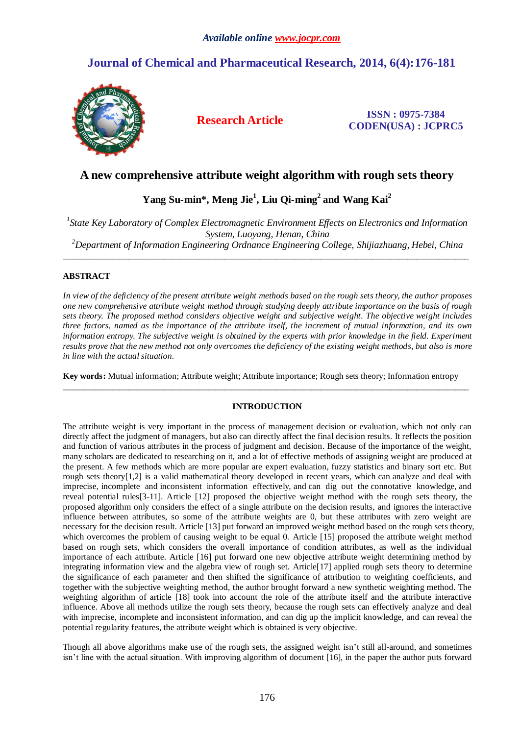*Available online www.jocpr.com*

## Journal of Chemical and Pharmaceutical Research, 2014, 6(4):176-181

**Research Article**

**ISSN : 0975-7384**
**CODEN(USA) : JCPRC5**

# A new comprehensive attribute weight algorithm with rough sets theory

**Yang Su-min*, Meng Jie[1], Liu Qi-ming[2] and Wang Kai[2]**

*[1]State Key Laboratory of Complex Electromagnetic Environment Effects on Electronics and Information System, Luoyang, Henan, China*
*[2]Department of Information Engineering Ordnance Engineering College, Shijiazhuang, Hebei, China*

---

### ABSTRACT

*In view of the deficiency of the present attribute weight methods based on the rough sets theory, the author proposes one new comprehensive attribute weight method through studying deeply attribute importance on the basis of rough sets theory. The proposed method considers objective weight and subjective weight. The objective weight includes three factors, named as the importance of the attribute itself, the increment of mutual information, and its own information entropy. The subjective weight is obtained by the experts with prior knowledge in the field. Experiment results prove that the new method not only overcomes the deficiency of the existing weight methods, but also is more in line with the actual situation.*

**Key words:** Mutual information; Attribute weight; Attribute importance; Rough sets theory; Information entropy

---

### INTRODUCTION

The attribute weight is very important in the process of management decision or evaluation, which not only can directly affect the judgment of managers, but also can directly affect the final decision results. It reflects the position and function of various attributes in the process of judgment and decision. Because of the importance of the weight, many scholars are dedicated to researching on it, and a lot of effective methods of assigning weight are produced at the present. A few methods which are more popular are expert evaluation, fuzzy statistics and binary sort etc. But rough sets theory[1,2] is a valid mathematical theory developed in recent years, which can analyze and deal with imprecise, incomplete and inconsistent information effectively, and can dig out the connotative knowledge, and reveal potential rules[3-11]. Article [12] proposed the objective weight method with the rough sets theory, the proposed algorithm only considers the effect of a single attribute on the decision results, and ignores the interactive influence between attributes, so some of the attribute weights are 0, but these attributes with zero weight are necessary for the decision result. Article [13] put forward an improved weight method based on the rough sets theory, which overcomes the problem of causing weight to be equal 0. Article [15] proposed the attribute weight method based on rough sets, which considers the overall importance of condition attributes, as well as the individual importance of each attribute. Article [16] put forward one new objective attribute weight determining method by integrating information view and the algebra view of rough set. Article[17] applied rough sets theory to determine the significance of each parameter and then shifted the significance of attribution to weighting coefficients, and together with the subjective weighting method, the author brought forward a new synthetic weighting method. The weighting algorithm of article [18] took into account the role of the attribute itself and the attribute interactive influence. Above all methods utilize the rough sets theory, because the rough sets can effectively analyze and deal with imprecise, incomplete and inconsistent information, and can dig up the implicit knowledge, and can reveal the potential regularity features, the attribute weight which is obtained is very objective.

Though all above algorithms make use of the rough sets, the assigned weight isn't still all-around, and sometimes isn't line with the actual situation. With improving algorithm of document [16], in the paper the author puts forward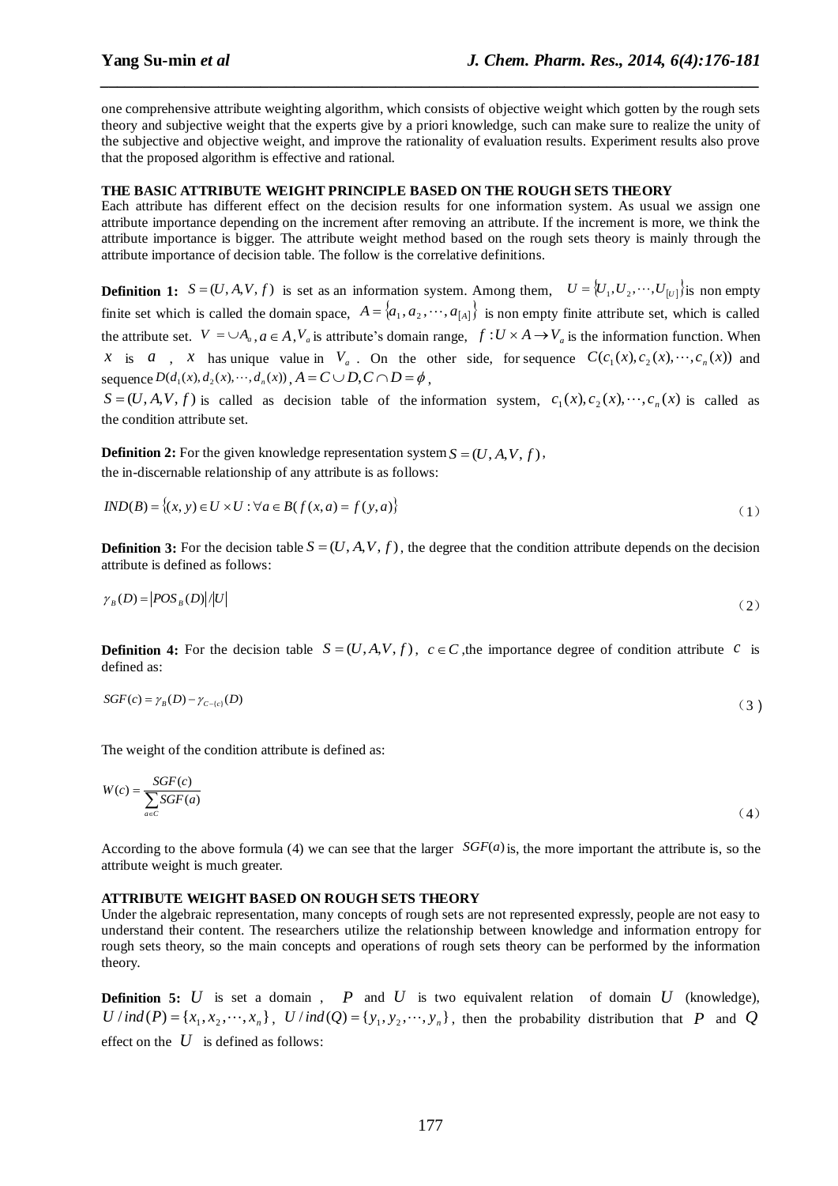one comprehensive attribute weighting algorithm, which consists of objective weight which gotten by the rough sets theory and subjective weight that the experts give by a priori knowledge, such can make sure to realize the unity of the subjective and objective weight, and improve the rationality of evaluation results. Experiment results also prove that the proposed algorithm is effective and rational.

## THE BASIC ATTRIBUTE WEIGHT PRINCIPLE BASED ON THE ROUGH SETS THEORY

Each attribute has different effect on the decision results for one information system. As usual we assign one attribute importance depending on the increment after removing an attribute. If the increment is more, we think the attribute importance is bigger. The attribute weight method based on the rough sets theory is mainly through the attribute importance of decision table. The follow is the correlative definitions.

**Definition 1:** $S=(U,A,V,f)$ is set as an information system. Among them, $U=\{U_1,U_2,\cdots,U_{[U]}\}$ is non empty finite set which is called the domain space, $A=\{a_1,a_2,\cdots,a_{[A]}\}$ is non empty finite attribute set, which is called the attribute set. $V=\cup A_a, a\in A, V_a$ is attribute's domain range, $f:U\times A\rightarrow V_a$ is the information function. When $x$ is $a$ , $x$ has unique value in $V_a$ . On the other side, for sequence $C(c_1(x),c_2(x),\cdots,c_n(x))$ and sequence $D(d_1(x),d_2(x),\cdots,d_n(x))$ , $A=C\cup D, C\cap D=\phi$ ,

$S=(U,A,V,f)$ is called as decision table of the information system, $c_1(x),c_2(x),\cdots,c_n(x)$ is called as the condition attribute set.

**Definition 2:** For the given knowledge representation system $S=(U,A,V,f)$ ,
the in-discernable relationship of any attribute is as follows:

$$IND(B)=\{(x,y)\in U\times U:\forall a\in B(f(x,a)=f(y,a)\} \tag{1}$$

**Definition 3:** For the decision table $S=(U,A,V,f)$ , the degree that the condition attribute depends on the decision attribute is defined as follows:

$$\gamma_B(D)=|POS_B(D)|/|U| \tag{2}$$

**Definition 4:** For the decision table $S=(U,A,V,f)$ , $c\in C$ ,the importance degree of condition attribute $c$ is defined as:

$$SGF(c)=\gamma_B(D)-\gamma_{C-\{c\}}(D) \tag{3}$$

The weight of the condition attribute is defined as:

$$W(c)=\frac{SGF(c)}{\sum_{a\in C}SGF(a)} \tag{4}$$

According to the above formula (4) we can see that the larger $SGF(a)$ is, the more important the attribute is, so the attribute weight is much greater.

## ATTRIBUTE WEIGHT BASED ON ROUGH SETS THEORY

Under the algebraic representation, many concepts of rough sets are not represented expressly, people are not easy to understand their content. The researchers utilize the relationship between knowledge and information entropy for rough sets theory, so the main concepts and operations of rough sets theory can be performed by the information theory.

**Definition 5:** $U$ is set a domain , $P$ and $U$ is two equivalent relation of domain $U$ (knowledge), $U/ind(P)=\{x_1,x_2,\cdots,x_n\}$ , $U/ind(Q)=\{y_1,y_2,\cdots,y_n\}$ , then the probability distribution that $P$ and $Q$ effect on the $U$ is defined as follows: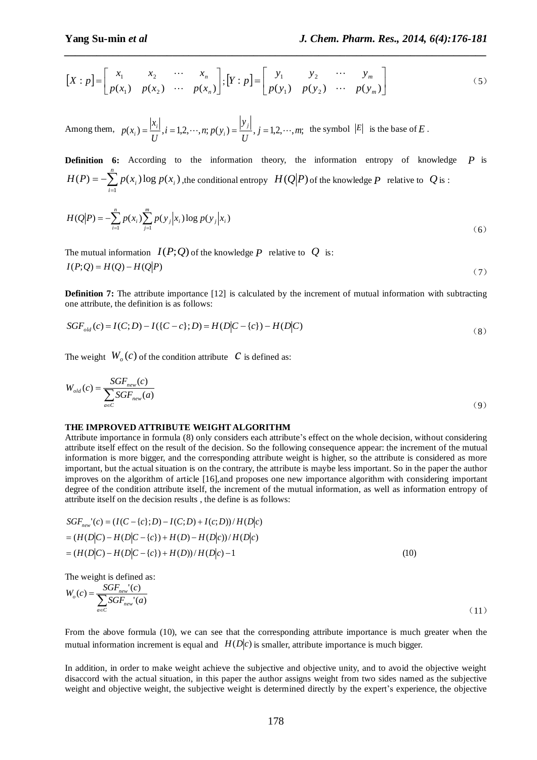$$[X:p]=\begin{bmatrix} x_1 & x_2 & \cdots & x_n \\ p(x_1) & p(x_2) & \cdots & p(x_n) \end{bmatrix};[Y:p]=\begin{bmatrix} y_1 & y_2 & \cdots & y_m \\ p(y_1) & p(y_2) & \cdots & p(y_m) \end{bmatrix} \quad (5)$$

Among them, $p(x_i)=\frac{|x_i|}{U}, i=1,2,\cdots,n; p(y_i)=\frac{|y_j|}{U}, j=1,2,\cdots,m;$ the symbol $|E|$ is the base of $E$.

**Definition 6:** According to the information theory, the information entropy of knowledge $P$ is $H(P)=-\sum_{i=1}^{n} p(x_i)\log p(x_i)$, the conditional entropy $H(Q|P)$ of the knowledge $P$ relative to $Q$ is :

$$H(Q|P)=-\sum_{i=1}^{n} p(x_i)\sum_{j=1}^{m} p(y_j|x_i)\log p(y_j|x_i) \quad (6)$$

The mutual information $I(P;Q)$ of the knowledge $P$ relative to $Q$ is:

$$I(P;Q)=H(Q)-H(Q|P) \quad (7)$$

**Definition 7:** The attribute importance [12] is calculated by the increment of mutual information with subtracting one attribute, the definition is as follows:

$$SGF_{old}(c)=I(C;D)-I(\{C-c\};D)=H(D|C-\{c\})-H(D|C) \quad (8)$$

The weight $W_o(c)$ of the condition attribute $c$ is defined as:

$$W_{old}(c)=\frac{SGF_{new}(c)}{\sum_{a\in C} SGF_{new}(a)} \quad (9)$$

**THE IMPROVED ATTRIBUTE WEIGHT ALGORITHM**

Attribute importance in formula (8) only considers each attribute's effect on the whole decision, without considering attribute itself effect on the result of the decision. So the following consequence appear: the increment of the mutual information is more bigger, and the corresponding attribute weight is higher, so the attribute is considered as more important, but the actual situation is on the contrary, the attribute is maybe less important. So in the paper the author improves on the algorithm of article [16],and proposes one new importance algorithm with considering important degree of the condition attribute itself, the increment of the mutual information, as well as information entropy of attribute itself on the decision results , the define is as follows:

$$\begin{aligned} SGF_{new}'(c) &= (I(C-\{c\};D)-I(C;D)+I(c;D))/H(D|c) \\ &= (H(D|C)-H(D|C-\{c\})+H(D)-H(D|c))/H(D|c) \\ &= (H(D|C)-H(D|C-\{c\})+H(D))/H(D|c)-1 \end{aligned} \quad (10)$$

The weight is defined as:

$$W_o(c)=\frac{SGF_{new}'(c)}{\sum_{a\in C} SGF_{new}'(a)} \quad (11)$$

From the above formula (10), we can see that the corresponding attribute importance is much greater when the mutual information increment is equal and $H(D|c)$ is smaller, attribute importance is much bigger.

In addition, in order to make weight achieve the subjective and objective unity, and to avoid the objective weight disaccord with the actual situation, in this paper the author assigns weight from two sides named as the subjective weight and objective weight, the subjective weight is determined directly by the expert's experience, the objective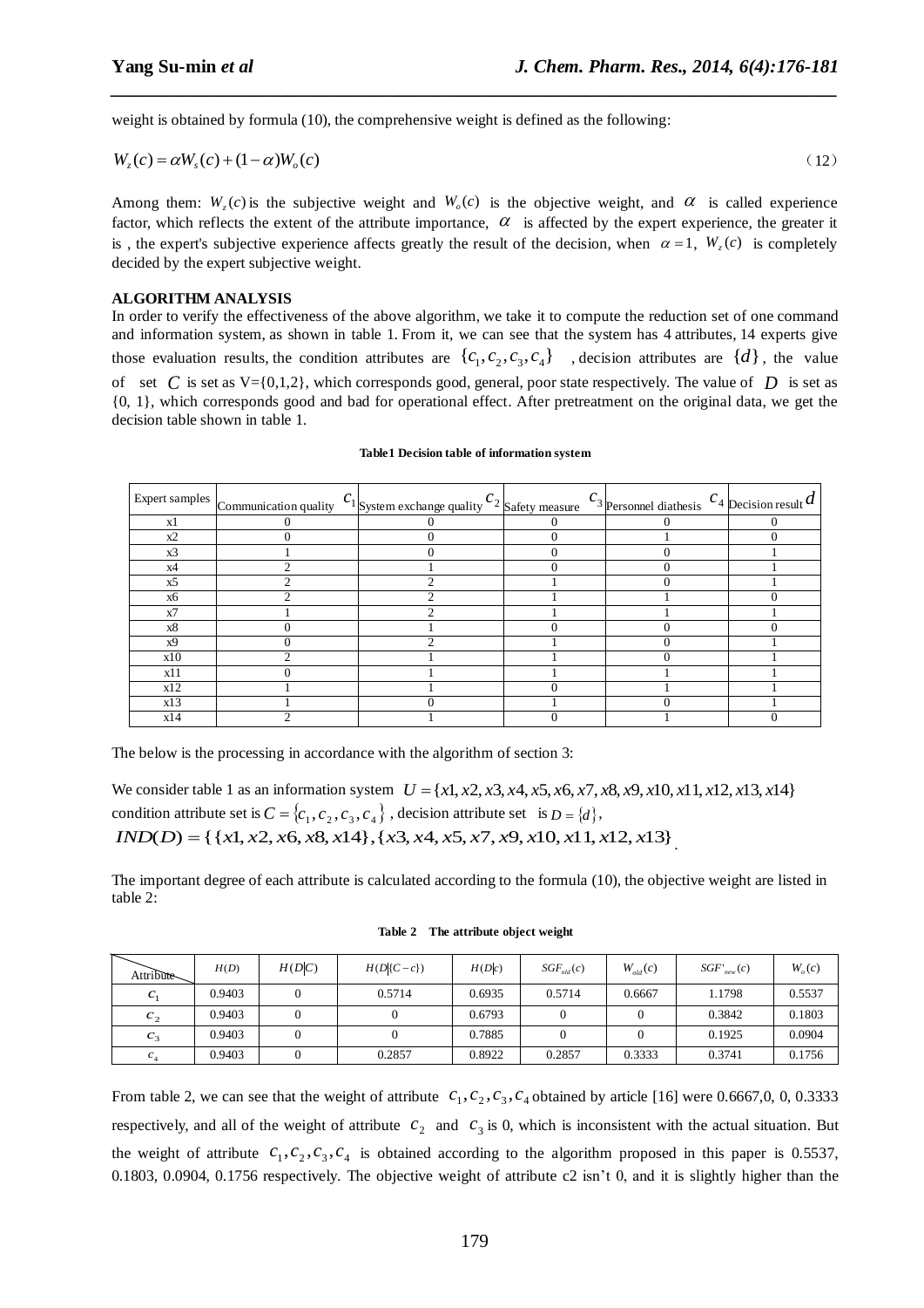weight is obtained by formula (10), the comprehensive weight is defined as the following:

$$W_z(c) = \alpha W_s(c) + (1-\alpha)W_o(c) \quad (12)$$

Among them: $W_z(c)$ is the subjective weight and $W_o(c)$ is the objective weight, and $\alpha$ is called experience factor, which reflects the extent of the attribute importance, $\alpha$ is affected by the expert experience, the greater it is , the expert's subjective experience affects greatly the result of the decision, when $\alpha = 1$, $W_z(c)$ is completely decided by the expert subjective weight.

**ALGORITHM ANALYSIS**

In order to verify the effectiveness of the above algorithm, we take it to compute the reduction set of one command and information system, as shown in table 1. From it, we can see that the system has 4 attributes, 14 experts give those evaluation results, the condition attributes are $\{c_1, c_2, c_3, c_4\}$ , decision attributes are $\{d\}$, the value of set $C$ is set as V={0,1,2}, which corresponds good, general, poor state respectively. The value of $D$ is set as {0, 1}, which corresponds good and bad for operational effect. After pretreatment on the original data, we get the decision table shown in table 1.

**Table1 Decision table of information system**

| Expert samples | Communication quality $c_1$ | System exchange quality $c_2$ | Safety measure $c_3$ | Personnel diathesis $c_4$ | Decision result $d$ |
|---|---|---|---|---|---|
| x1 | 0 | 0 | 0 | 0 | 0 |
| x2 | 0 | 0 | 0 | 1 | 0 |
| x3 | 1 | 0 | 0 | 0 | 1 |
| x4 | 2 | 1 | 0 | 0 | 1 |
| x5 | 2 | 2 | 1 | 0 | 1 |
| x6 | 2 | 2 | 1 | 1 | 0 |
| x7 | 1 | 2 | 1 | 1 | 1 |
| x8 | 0 | 1 | 0 | 0 | 0 |
| x9 | 0 | 2 | 1 | 0 | 1 |
| x10 | 2 | 1 | 1 | 0 | 1 |
| x11 | 0 | 1 | 1 | 1 | 1 |
| x12 | 1 | 1 | 0 | 1 | 1 |
| x13 | 1 | 0 | 1 | 0 | 1 |
| x14 | 2 | 1 | 0 | 1 | 0 |

The below is the processing in accordance with the algorithm of section 3:

We consider table 1 as an information system $U = \{x1, x2, x3, x4, x5, x6, x7, x8, x9, x10, x11, x12, x13, x14\}$ condition attribute set is $C = \{c_1, c_2, c_3, c_4\}$ , decision attribute set is $D = \{d\}$,
$IND(D) = \{\{x1, x2, x6, x8, x14\}, \{x3, x4, x5, x7, x9, x10, x11, x12, x13\}\}$.

The important degree of each attribute is calculated according to the formula (10), the objective weight are listed in table 2:

**Table 2 The attribute object weight**

| Attribute | $H(D)$ | $H(D\|C)$ | $H(D\|\{C-c\})$ | $H(D\|c)$ | $SGF_{old}(c)$ | $W_{old}(c)$ | $SGF'_{new}(c)$ | $W_o(c)$ |
|---|---|---|---|---|---|---|---|---|
| $c_1$ | 0.9403 | 0 | 0.5714 | 0.6935 | 0.5714 | 0.6667 | 1.1798 | 0.5537 |
| $c_2$ | 0.9403 | 0 | 0 | 0.6793 | 0 | 0 | 0.3842 | 0.1803 |
| $c_3$ | 0.9403 | 0 | 0 | 0.7885 | 0 | 0 | 0.1925 | 0.0904 |
| $c_4$ | 0.9403 | 0 | 0.2857 | 0.8922 | 0.2857 | 0.3333 | 0.3741 | 0.1756 |

From table 2, we can see that the weight of attribute $c_1, c_2, c_3, c_4$ obtained by article [16] were 0.6667,0, 0, 0.3333 respectively, and all of the weight of attribute $c_2$ and $c_3$ is 0, which is inconsistent with the actual situation. But the weight of attribute $c_1, c_2, c_3, c_4$ is obtained according to the algorithm proposed in this paper is 0.5537, 0.1803, 0.0904, 0.1756 respectively. The objective weight of attribute c2 isn't 0, and it is slightly higher than the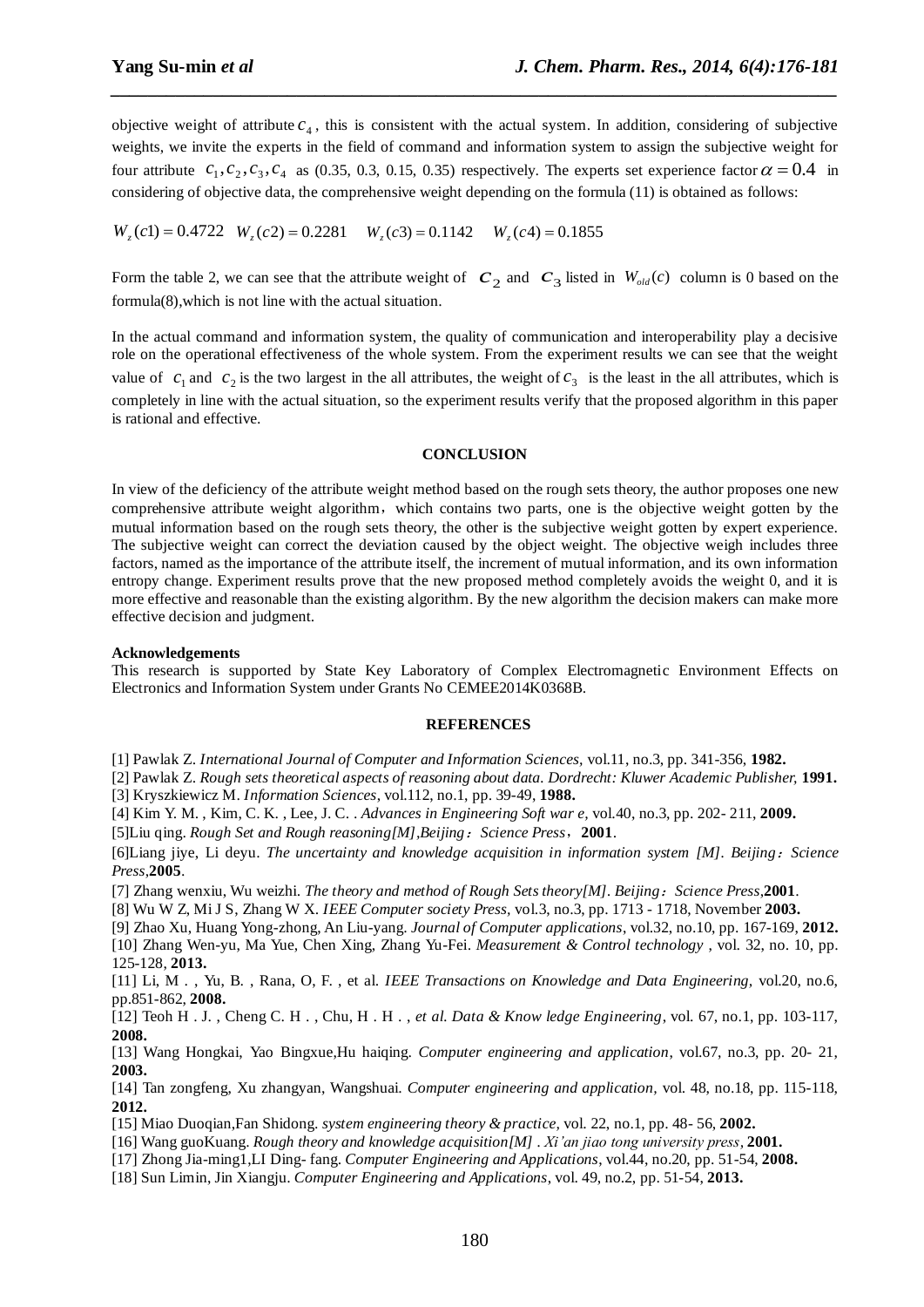objective weight of attribute $c_4$, this is consistent with the actual system. In addition, considering of subjective weights, we invite the experts in the field of command and information system to assign the subjective weight for four attribute $c_1, c_2, c_3, c_4$ as (0.35, 0.3, 0.15, 0.35) respectively. The experts set experience factor $\alpha = 0.4$ in considering of objective data, the comprehensive weight depending on the formula (11) is obtained as follows:

$$W_z(c1) = 0.4722 \quad W_z(c2) = 0.2281 \quad W_z(c3) = 0.1142 \quad W_z(c4) = 0.1855$$

Form the table 2, we can see that the attribute weight of $c_2$ and $c_3$ listed in $W_{old}(c)$ column is 0 based on the formula(8),which is not line with the actual situation.

In the actual command and information system, the quality of communication and interoperability play a decisive role on the operational effectiveness of the whole system. From the experiment results we can see that the weight value of $c_1$ and $c_2$ is the two largest in the all attributes, the weight of $c_3$ is the least in the all attributes, which is completely in line with the actual situation, so the experiment results verify that the proposed algorithm in this paper is rational and effective.

## CONCLUSION

In view of the deficiency of the attribute weight method based on the rough sets theory, the author proposes one new comprehensive attribute weight algorithm，which contains two parts, one is the objective weight gotten by the mutual information based on the rough sets theory, the other is the subjective weight gotten by expert experience. The subjective weight can correct the deviation caused by the object weight. The objective weight includes three factors, named as the importance of the attribute itself, the increment of mutual information, and its own information entropy change. Experiment results prove that the new proposed method completely avoids the weight 0, and it is more effective and reasonable than the existing algorithm. By the new algorithm the decision makers can make more effective decision and judgment.

**Acknowledgements**

This research is supported by State Key Laboratory of Complex Electromagnetic Environment Effects on Electronics and Information System under Grants No CEMEE2014K0368B.

## REFERENCES

[1] Pawlak Z. *International Journal of Computer and Information Sciences,* vol.11, no.3, pp. 341-356, **1982.**

[2] Pawlak Z. *Rough sets theoretical aspects of reasoning about data. Dordrecht: Kluwer Academic Publisher,* **1991.**

[3] Kryszkiewicz M. *Information Sciences*, vol.112, no.1, pp. 39-49, **1988.**

[4] Kim Y. M. , Kim, C. K. , Lee, J. C. . *Advances in Engineering Soft war e,* vol.40, no.3, pp. 202- 211, **2009.**

[5]Liu qing. *Rough Set and Rough reasoning[M],Beijing：Science Press*，**2001**.

[6]Liang jiye, Li deyu. *The uncertainty and knowledge acquisition in information system [M]. Beijing：Science Press*,**2005**.

[7] Zhang wenxiu, Wu weizhi. *The theory and method of Rough Sets theory[M]. Beijing：Science Press*,**2001**.

[8] Wu W Z, Mi J S, Zhang W X. *IEEE Computer society Press,* vol.3, no.3, pp. 1713 - 1718, November **2003.**

[9] Zhao Xu, Huang Yong-zhong, An Liu-yang. *Journal of Computer applications*, vol.32, no.10, pp. 167-169, **2012.**

[10] Zhang Wen-yu, Ma Yue, Chen Xing, Zhang Yu-Fei. *Measurement & Control technology* , vol. 32, no. 10, pp. 125-128, **2013.**

[11] Li, M . , Yu, B. , Rana, O, F. , et al. *IEEE Transactions on Knowledge and Data Engineering,* vol.20, no.6, pp.851-862, **2008.**

[12] Teoh H . J. , Cheng C. H . , Chu, H . H . , *et al. Data & Know ledge Engineering*, vol. 67, no.1, pp. 103-117, **2008.**

[13] Wang Hongkai, Yao Bingxue,Hu haiqing. *Computer engineering and application*, vol.67, no.3, pp. 20- 21, **2003.**

[14] Tan zongfeng, Xu zhangyan, Wangshuai. *Computer engineering and application,* vol. 48, no.18, pp. 115-118, **2012.**

[15] Miao Duoqian,Fan Shidong. *system engineering theory & practice,* vol. 22, no.1, pp. 48- 56, **2002.**

[16] Wang guoKuang. *Rough theory and knowledge acquisition[M] . Xi'an jiao tong university press*, **2001.**

[17] Zhong Jia-ming1,LI Ding- fang. *Computer Engineering and Applications*, vol.44, no.20, pp. 51-54, **2008.**

[18] Sun Limin, Jin Xiangju. *Computer Engineering and Applications*, vol. 49, no.2, pp. 51-54, **2013.**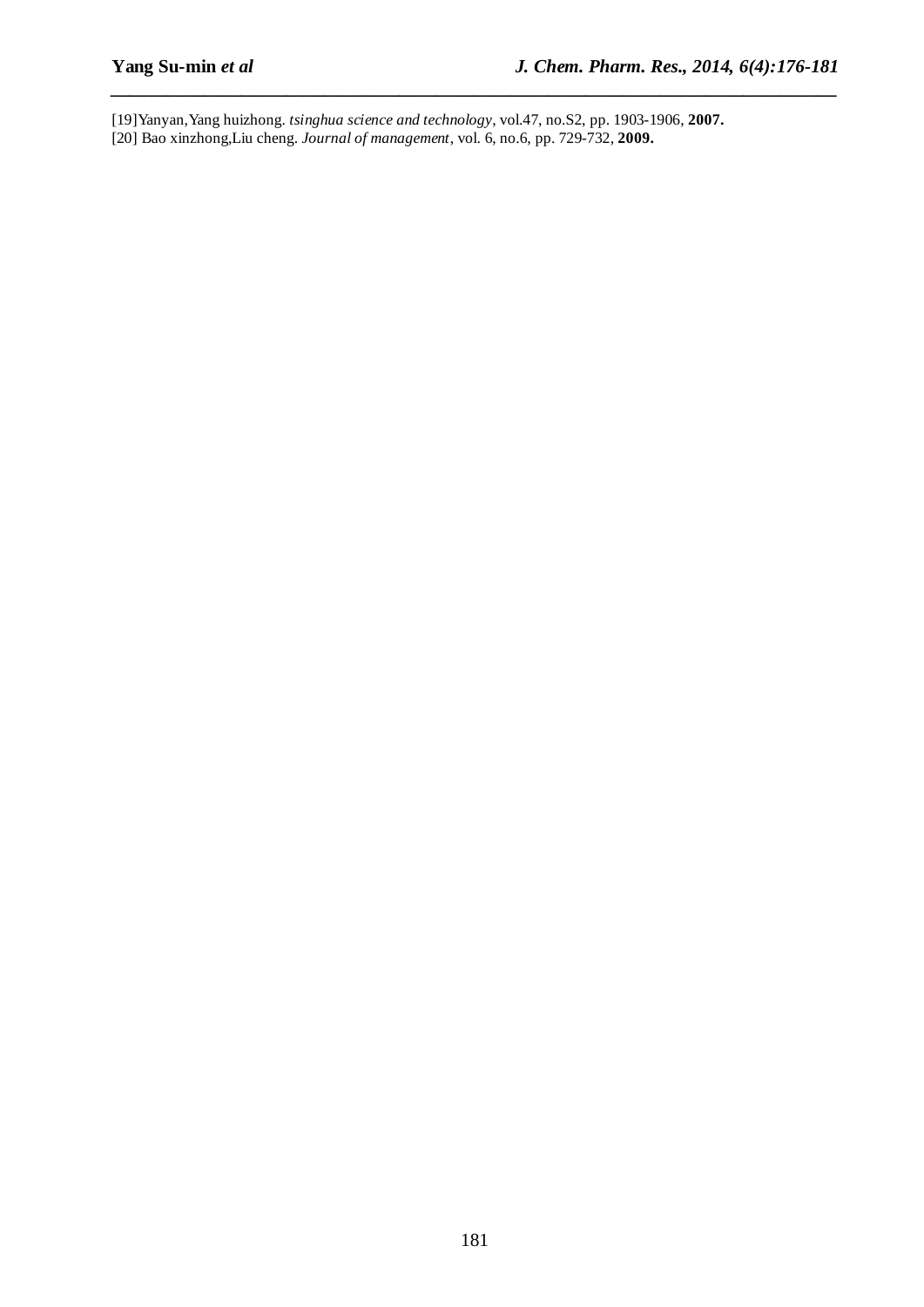[19]Yanyan,Yang huizhong. *tsinghua science and technology*, vol.47, no.S2, pp. 1903-1906, **2007.**

[20] Bao xinzhong,Liu cheng. *Journal of management*, vol. 6, no.6, pp. 729-732, **2009.**